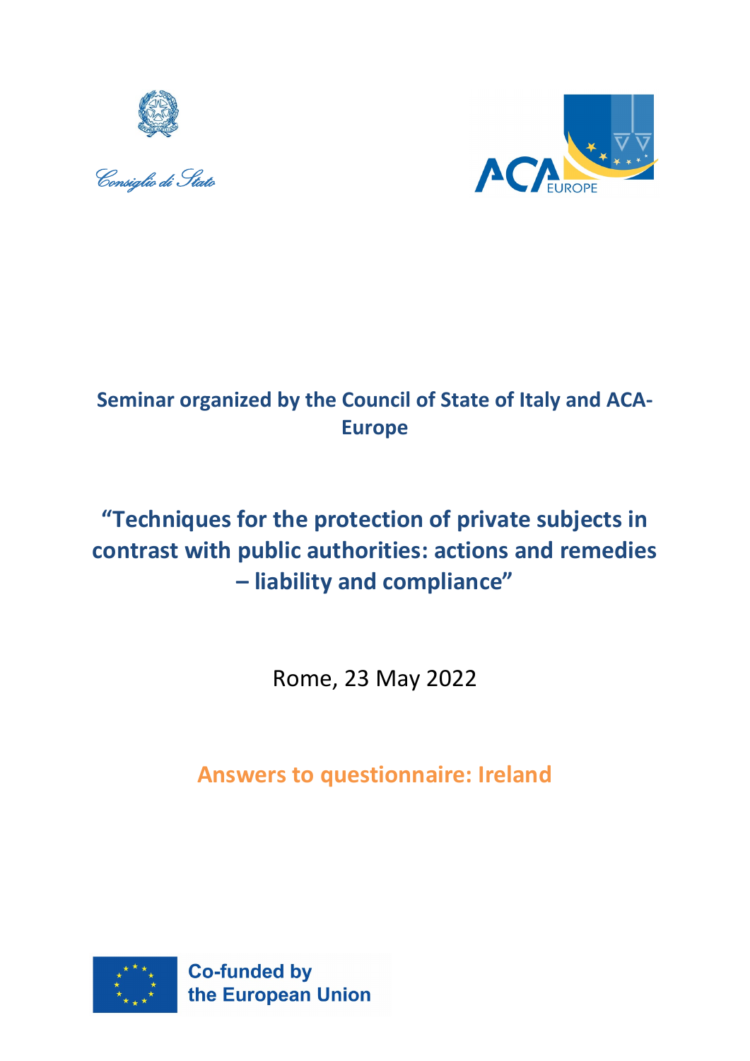Consiglio di Stato

**Seminar organized by the Council of State of Italy and ACA-Europe**

# "Techniques for the protection of private subjects in contrast with public authorities: actions and remedies – liability and compliance"

Rome, 23 May 2022

## Answers to questionnaire: Ireland

Co-funded by the European Union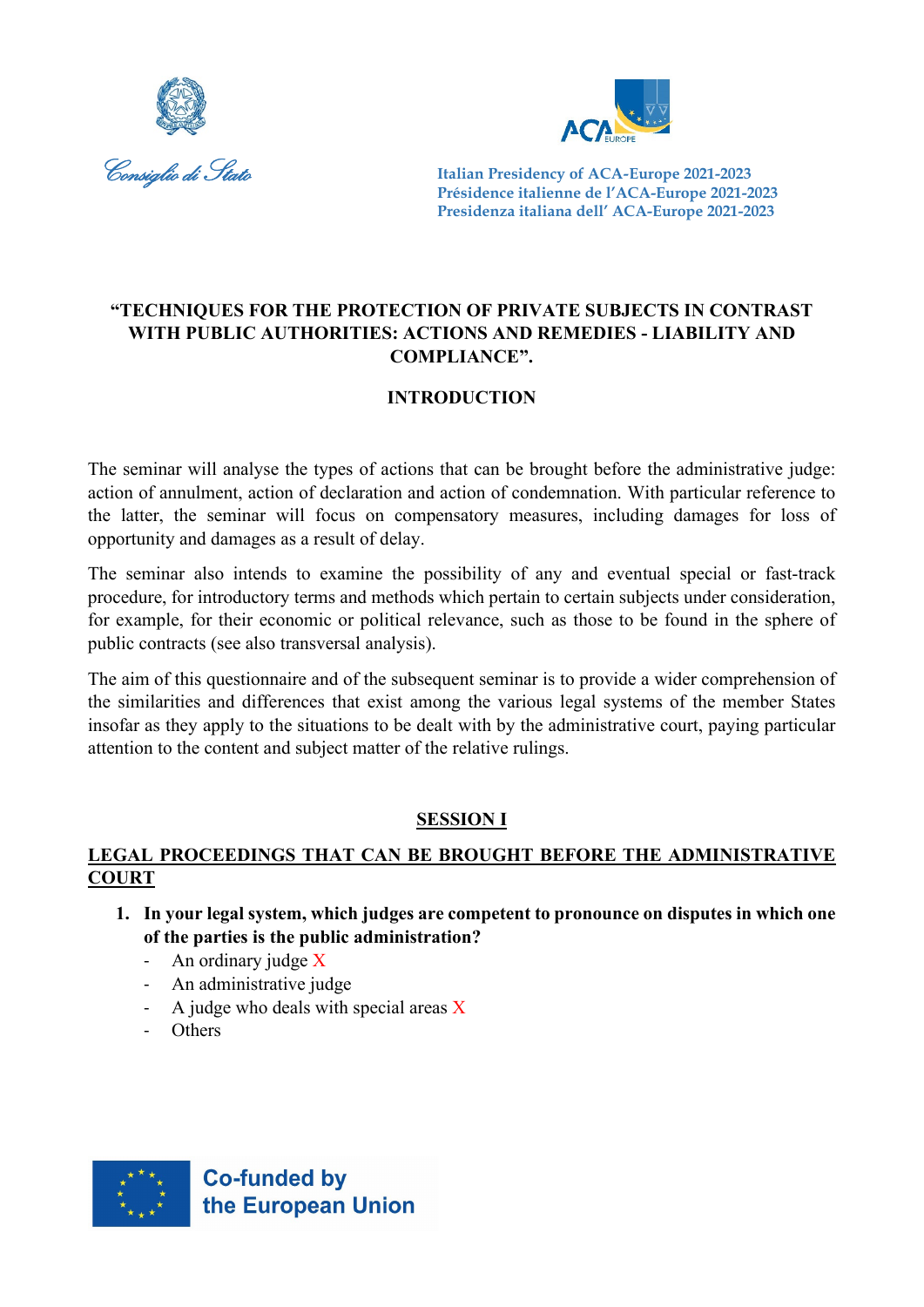Consiglio di Stato

Italian Presidency of ACA-Europe 2021-2023
Présidence italienne de l'ACA-Europe 2021-2023
Presidenza italiana dell' ACA-Europe 2021-2023

**"TECHNIQUES FOR THE PROTECTION OF PRIVATE SUBJECTS IN CONTRAST WITH PUBLIC AUTHORITIES: ACTIONS AND REMEDIES - LIABILITY AND COMPLIANCE".**

## INTRODUCTION

The seminar will analyse the types of actions that can be brought before the administrative judge: action of annulment, action of declaration and action of condemnation. With particular reference to the latter, the seminar will focus on compensatory measures, including damages for loss of opportunity and damages as a result of delay.

The seminar also intends to examine the possibility of any and eventual special or fast-track procedure, for introductory terms and methods which pertain to certain subjects under consideration, for example, for their economic or political relevance, such as those to be found in the sphere of public contracts (see also transversal analysis).

The aim of this questionnaire and of the subsequent seminar is to provide a wider comprehension of the similarities and differences that exist among the various legal systems of the member States insofar as they apply to the situations to be dealt with by the administrative court, paying particular attention to the content and subject matter of the relative rulings.

## SESSION I

### LEGAL PROCEEDINGS THAT CAN BE BROUGHT BEFORE THE ADMINISTRATIVE COURT

1. **In your legal system, which judges are competent to pronounce on disputes in which one of the parties is the public administration?**
   - An ordinary judge X
   - An administrative judge
   - A judge who deals with special areas X
   - Others

Co-funded by the European Union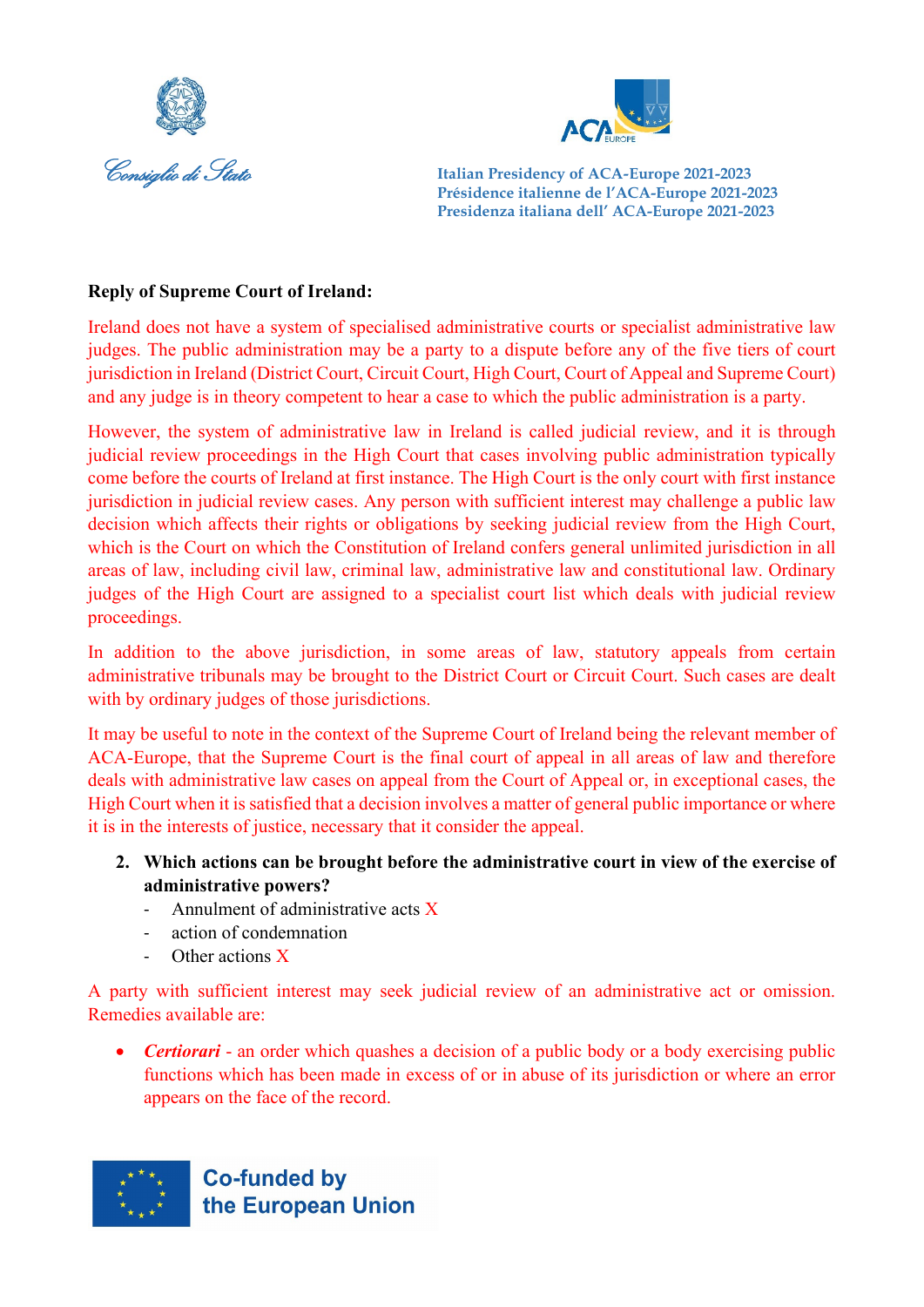**Reply of Supreme Court of Ireland:**

Ireland does not have a system of specialised administrative courts or specialist administrative law judges. The public administration may be a party to a dispute before any of the five tiers of court jurisdiction in Ireland (District Court, Circuit Court, High Court, Court of Appeal and Supreme Court) and any judge is in theory competent to hear a case to which the public administration is a party.

However, the system of administrative law in Ireland is called judicial review, and it is through judicial review proceedings in the High Court that cases involving public administration typically come before the courts of Ireland at first instance. The High Court is the only court with first instance jurisdiction in judicial review cases. Any person with sufficient interest may challenge a public law decision which affects their rights or obligations by seeking judicial review from the High Court, which is the Court on which the Constitution of Ireland confers general unlimited jurisdiction in all areas of law, including civil law, criminal law, administrative law and constitutional law. Ordinary judges of the High Court are assigned to a specialist court list which deals with judicial review proceedings.

In addition to the above jurisdiction, in some areas of law, statutory appeals from certain administrative tribunals may be brought to the District Court or Circuit Court. Such cases are dealt with by ordinary judges of those jurisdictions.

It may be useful to note in the context of the Supreme Court of Ireland being the relevant member of ACA-Europe, that the Supreme Court is the final court of appeal in all areas of law and therefore deals with administrative law cases on appeal from the Court of Appeal or, in exceptional cases, the High Court when it is satisfied that a decision involves a matter of general public importance or where it is in the interests of justice, necessary that it consider the appeal.

2. **Which actions can be brought before the administrative court in view of the exercise of administrative powers?**
   - Annulment of administrative acts X
   - action of condemnation
   - Other actions X

A party with sufficient interest may seek judicial review of an administrative act or omission. Remedies available are:

- ***Certiorari*** - an order which quashes a decision of a public body or a body exercising public functions which has been made in excess of or in abuse of its jurisdiction or where an error appears on the face of the record.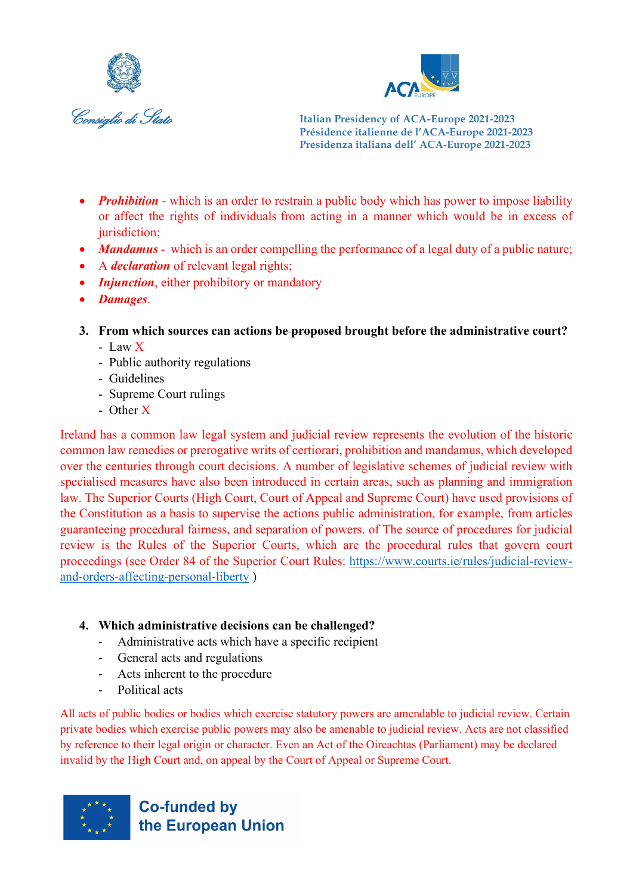- ***Prohibition*** - which is an order to restrain a public body which has power to impose liability or affect the rights of individuals from acting in a manner which would be in excess of jurisdiction;
- ***Mandamus*** - which is an order compelling the performance of a legal duty of a public nature;
- A ***declaration*** of relevant legal rights;
- ***Injunction***, either prohibitory or mandatory
- ***Damages***.

**3. From which sources can actions be ~~proposed~~ brought before the administrative court?**

- Law X
- Public authority regulations
- Guidelines
- Supreme Court rulings
- Other X

Ireland has a common law legal system and judicial review represents the evolution of the historic common law remedies or prerogative writs of certiorari, prohibition and mandamus, which developed over the centuries through court decisions. A number of legislative schemes of judicial review with specialised measures have also been introduced in certain areas, such as planning and immigration law. The Superior Courts (High Court, Court of Appeal and Supreme Court) have used provisions of the Constitution as a basis to supervise the actions public administration, for example, from articles guaranteeing procedural fairness, and separation of powers. of The source of procedures for judicial review is the Rules of the Superior Courts, which are the procedural rules that govern court proceedings (see Order 84 of the Superior Court Rules: https://www.courts.ie/rules/judicial-review-and-orders-affecting-personal-liberty )

**4. Which administrative decisions can be challenged?**

- Administrative acts which have a specific recipient
- General acts and regulations
- Acts inherent to the procedure
- Political acts

All acts of public bodies or bodies which exercise statutory powers are amendable to judicial review. Certain private bodies which exercise public powers may also be amendable to judicial review. Acts are not classified by reference to their legal origin or character. Even an Act of the Oireachtas (Parliament) may be declared invalid by the High Court and, on appeal by the Court of Appeal or Supreme Court.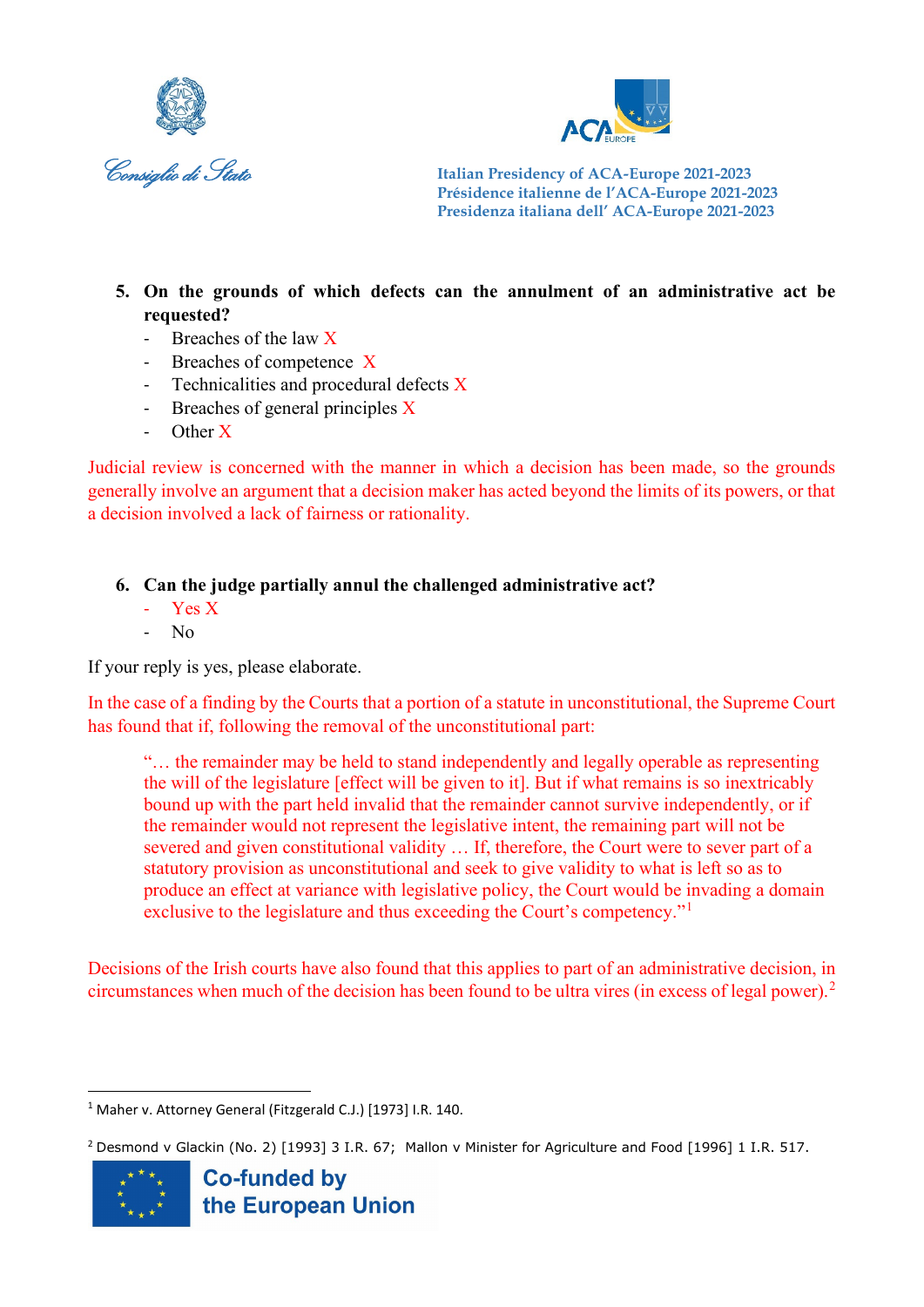5. **On the grounds of which defects can the annulment of an administrative act be requested?**
   - Breaches of the law X
   - Breaches of competence X
   - Technicalities and procedural defects X
   - Breaches of general principles X
   - Other X

Judicial review is concerned with the manner in which a decision has been made, so the grounds generally involve an argument that a decision maker has acted beyond the limits of its powers, or that a decision involved a lack of fairness or rationality.

6. **Can the judge partially annul the challenged administrative act?**
   - Yes X
   - No

If your reply is yes, please elaborate.

In the case of a finding by the Courts that a portion of a statute in unconstitutional, the Supreme Court has found that if, following the removal of the unconstitutional part:

> "… the remainder may be held to stand independently and legally operable as representing the will of the legislature [effect will be given to it]. But if what remains is so inextricably bound up with the part held invalid that the remainder cannot survive independently, or if the remainder would not represent the legislative intent, the remaining part will not be severed and given constitutional validity … If, therefore, the Court were to sever part of a statutory provision as unconstitutional and seek to give validity to what is left so as to produce an effect at variance with legislative policy, the Court would be invading a domain exclusive to the legislature and thus exceeding the Court's competency."[1]

Decisions of the Irish courts have also found that this applies to part of an administrative decision, in circumstances when much of the decision has been found to be ultra vires (in excess of legal power).[2]

---

[1] Maher v. Attorney General (Fitzgerald C.J.) [1973] I.R. 140.

[2] Desmond v Glackin (No. 2) [1993] 3 I.R. 67; Mallon v Minister for Agriculture and Food [1996] 1 I.R. 517.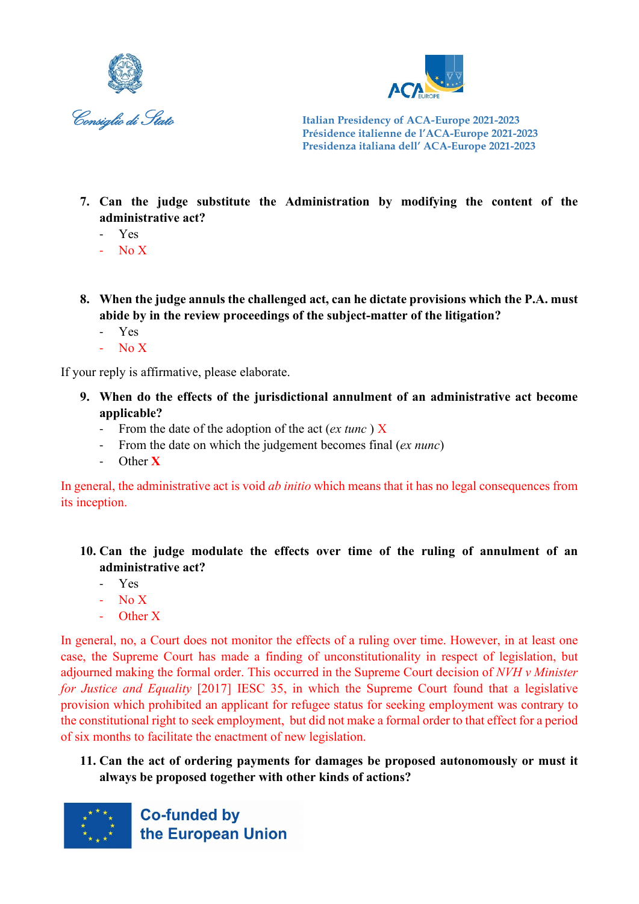7. **Can the judge substitute the Administration by modifying the content of the administrative act?**
   - Yes
   - No X

8. **When the judge annuls the challenged act, can he dictate provisions which the P.A. must abide by in the review proceedings of the subject-matter of the litigation?**
   - Yes
   - No X

If your reply is affirmative, please elaborate.

9. **When do the effects of the jurisdictional annulment of an administrative act become applicable?**
   - From the date of the adoption of the act (*ex tunc* ) X
   - From the date on which the judgement becomes final (*ex nunc*)
   - Other **X**

In general, the administrative act is void *ab initio* which means that it has no legal consequences from its inception.

10. **Can the judge modulate the effects over time of the ruling of annulment of an administrative act?**
    - Yes
    - No X
    - Other X

In general, no, a Court does not monitor the effects of a ruling over time. However, in at least one case, the Supreme Court has made a finding of unconstitutionality in respect of legislation, but adjourned making the formal order. This occurred in the Supreme Court decision of *NVH v Minister for Justice and Equality* [2017] IESC 35, in which the Supreme Court found that a legislative provision which prohibited an applicant for refugee status for seeking employment was contrary to the constitutional right to seek employment, but did not make a formal order to that effect for a period of six months to facilitate the enactment of new legislation.

11. **Can the act of ordering payments for damages be proposed autonomously or must it always be proposed together with other kinds of actions?**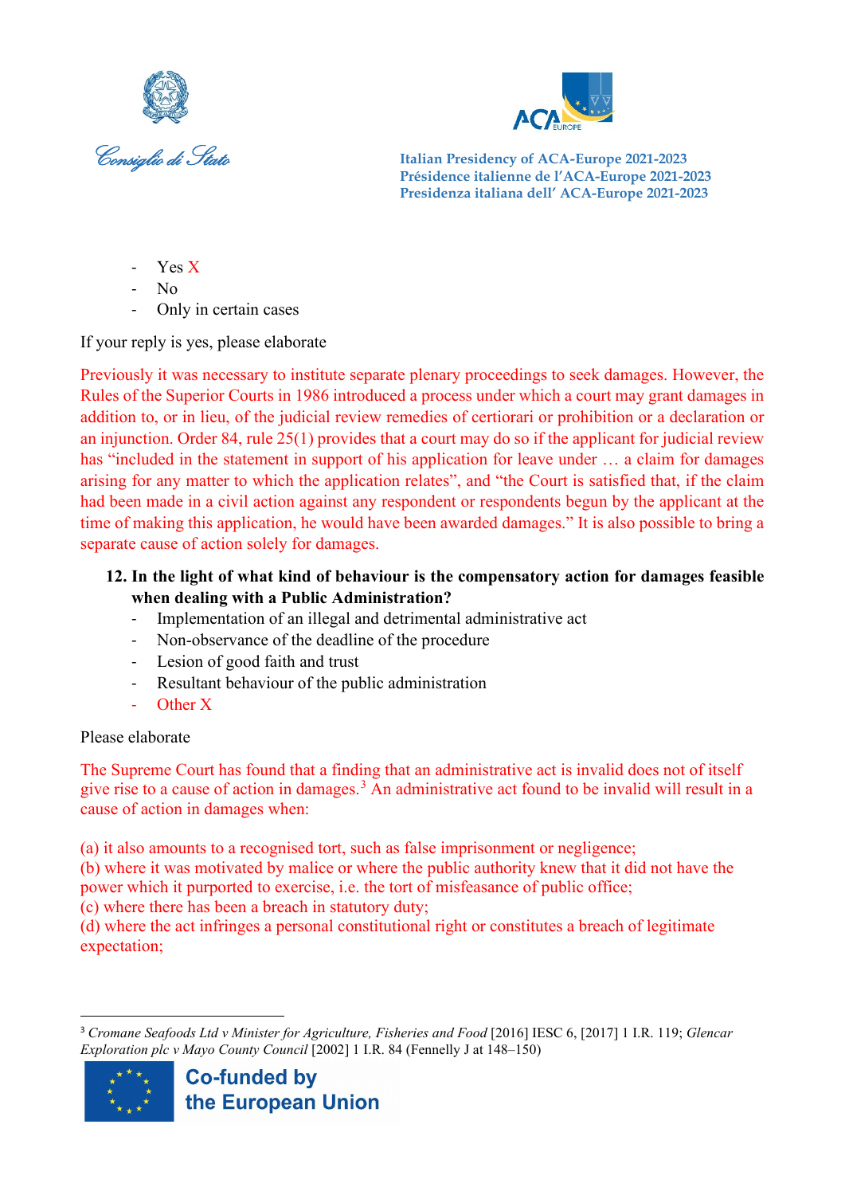- Yes X
- No
- Only in certain cases

If your reply is yes, please elaborate

Previously it was necessary to institute separate plenary proceedings to seek damages. However, the Rules of the Superior Courts in 1986 introduced a process under which a court may grant damages in addition to, or in lieu, of the judicial review remedies of certiorari or prohibition or a declaration or an injunction. Order 84, rule 25(1) provides that a court may do so if the applicant for judicial review has "included in the statement in support of his application for leave under … a claim for damages arising for any matter to which the application relates", and "the Court is satisfied that, if the claim had been made in a civil action against any respondent or respondents begun by the applicant at the time of making this application, he would have been awarded damages." It is also possible to bring a separate cause of action solely for damages.

**12. In the light of what kind of behaviour is the compensatory action for damages feasible when dealing with a Public Administration?**

- Implementation of an illegal and detrimental administrative act
- Non-observance of the deadline of the procedure
- Lesion of good faith and trust
- Resultant behaviour of the public administration
- Other X

Please elaborate

The Supreme Court has found that a finding that an administrative act is invalid does not of itself give rise to a cause of action in damages.[3] An administrative act found to be invalid will result in a cause of action in damages when:

(a) it also amounts to a recognised tort, such as false imprisonment or negligence;
(b) where it was motivated by malice or where the public authority knew that it did not have the power which it purported to exercise, i.e. the tort of misfeasance of public office;
(c) where there has been a breach in statutory duty;
(d) where the act infringes a personal constitutional right or constitutes a breach of legitimate expectation;

[3] *Cromane Seafoods Ltd v Minister for Agriculture, Fisheries and Food* [2016] IESC 6, [2017] 1 I.R. 119; *Glencar Exploration plc v Mayo County Council* [2002] 1 I.R. 84 (Fennelly J at 148–150)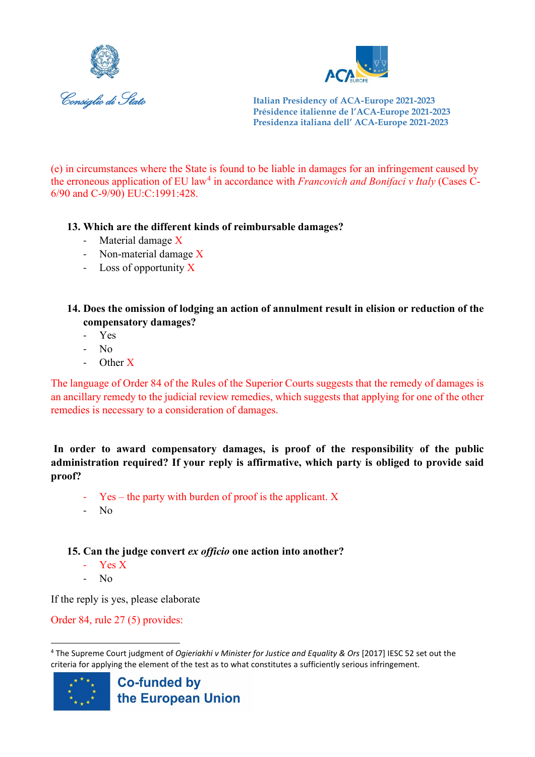(e) in circumstances where the State is found to be liable in damages for an infringement caused by the erroneous application of EU law[4] in accordance with *Francovich and Bonifaci v Italy* (Cases C-6/90 and C-9/90) EU:C:1991:428.

**13. Which are the different kinds of reimbursable damages?**

- Material damage X
- Non-material damage X
- Loss of opportunity X

**14. Does the omission of lodging an action of annulment result in elision or reduction of the compensatory damages?**

- Yes
- No
- Other X

The language of Order 84 of the Rules of the Superior Courts suggests that the remedy of damages is an ancillary remedy to the judicial review remedies, which suggests that applying for one of the other remedies is necessary to a consideration of damages.

**In order to award compensatory damages, is proof of the responsibility of the public administration required? If your reply is affirmative, which party is obliged to provide said proof?**

- Yes – the party with burden of proof is the applicant. X
- No

**15. Can the judge convert *ex officio* one action into another?**

- Yes X
- No

If the reply is yes, please elaborate

Order 84, rule 27 (5) provides:

[4] The Supreme Court judgment of *Ogieriakhi v Minister for Justice and Equality & Ors* [2017] IESC 52 set out the criteria for applying the element of the test as to what constitutes a sufficiently serious infringement.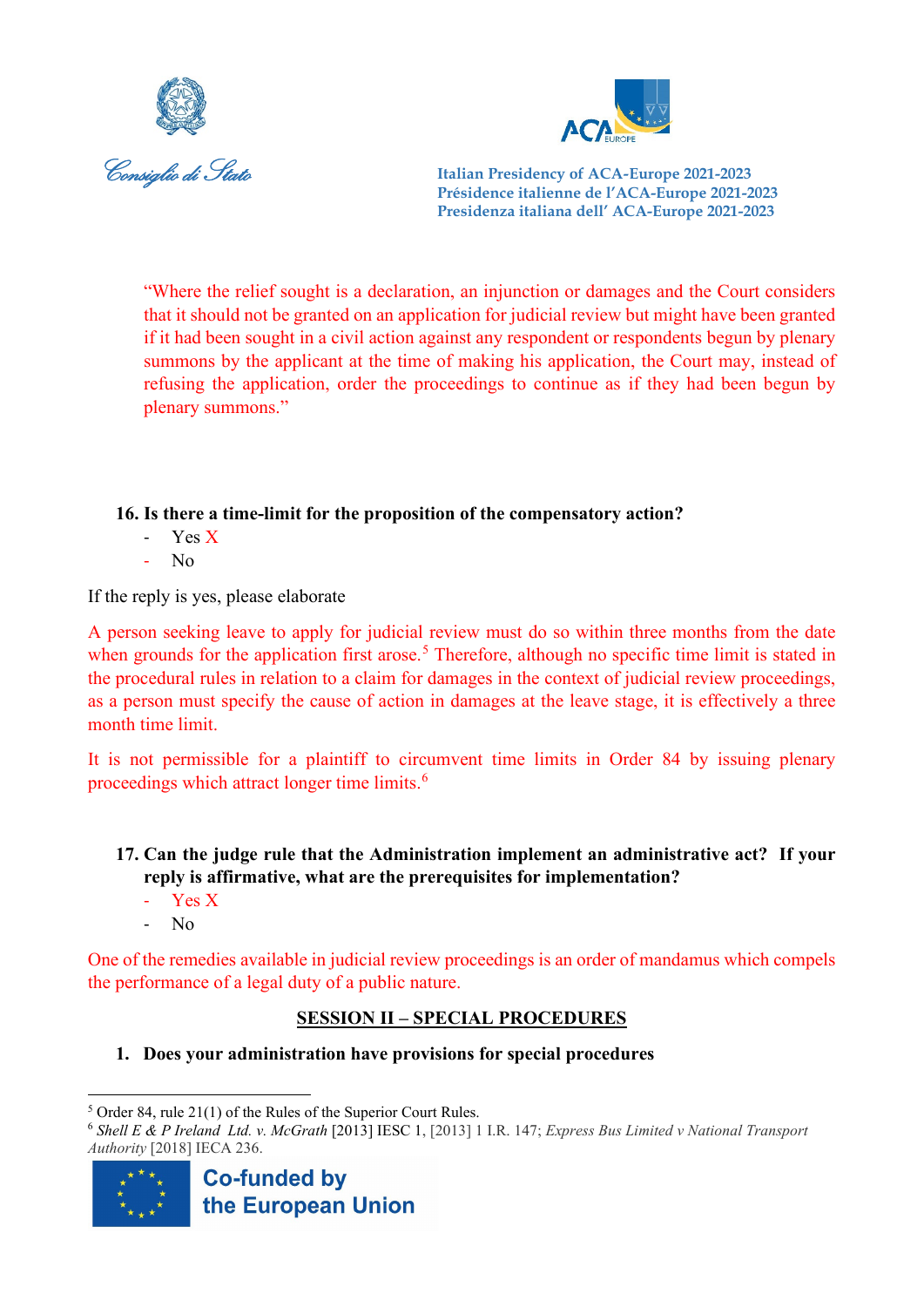"Where the relief sought is a declaration, an injunction or damages and the Court considers that it should not be granted on an application for judicial review but might have been granted if it had been sought in a civil action against any respondent or respondents begun by plenary summons by the applicant at the time of making his application, the Court may, instead of refusing the application, order the proceedings to continue as if they had been begun by plenary summons."

**16. Is there a time-limit for the proposition of the compensatory action?**

- Yes X
- No

If the reply is yes, please elaborate

A person seeking leave to apply for judicial review must do so within three months from the date when grounds for the application first arose.[5] Therefore, although no specific time limit is stated in the procedural rules in relation to a claim for damages in the context of judicial review proceedings, as a person must specify the cause of action in damages at the leave stage, it is effectively a three month time limit.

It is not permissible for a plaintiff to circumvent time limits in Order 84 by issuing plenary proceedings which attract longer time limits.[6]

**17. Can the judge rule that the Administration implement an administrative act? If your reply is affirmative, what are the prerequisites for implementation?**

- Yes X
- No

One of the remedies available in judicial review proceedings is an order of mandamus which compels the performance of a legal duty of a public nature.

**SESSION II – SPECIAL PROCEDURES**

**1. Does your administration have provisions for special procedures**

---

[5] Order 84, rule 21(1) of the Rules of the Superior Court Rules.

[6] *Shell E & P Ireland Ltd. v. McGrath* [2013] IESC 1, [2013] 1 I.R. 147; *Express Bus Limited v National Transport Authority* [2018] IECA 236.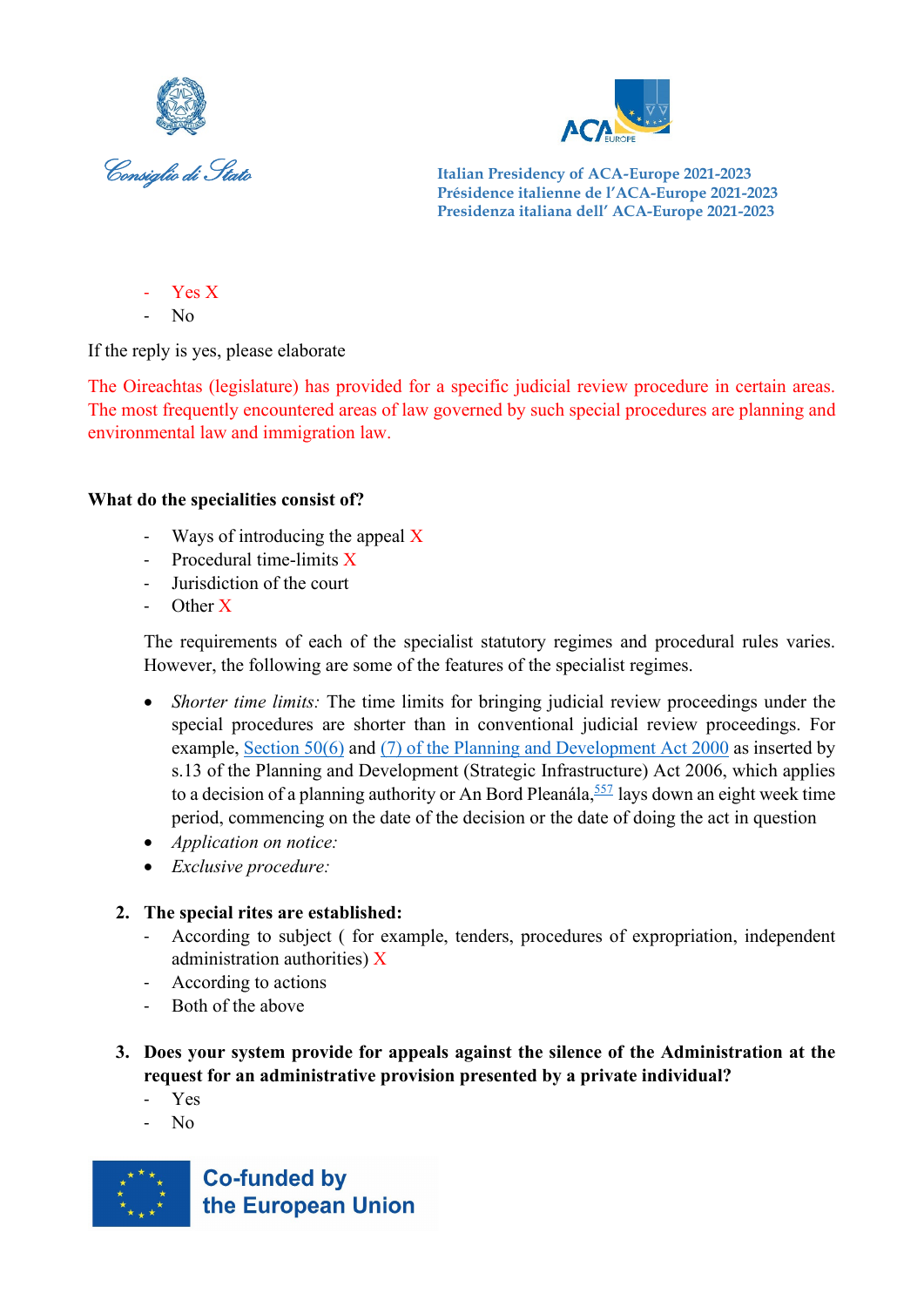- Yes X
- No

If the reply is yes, please elaborate

The Oireachtas (legislature) has provided for a specific judicial review procedure in certain areas. The most frequently encountered areas of law governed by such special procedures are planning and environmental law and immigration law.

**What do the specialities consist of?**

- Ways of introducing the appeal X
- Procedural time-limits X
- Jurisdiction of the court
- Other X

The requirements of each of the specialist statutory regimes and procedural rules varies. However, the following are some of the features of the specialist regimes.

- *Shorter time limits:* The time limits for bringing judicial review proceedings under the special procedures are shorter than in conventional judicial review proceedings. For example, Section 50(6) and (7) of the Planning and Development Act 2000 as inserted by s.13 of the Planning and Development (Strategic Infrastructure) Act 2006, which applies to a decision of a planning authority or An Bord Pleanála,[557] lays down an eight week time period, commencing on the date of the decision or the date of doing the act in question
- *Application on notice:*
- *Exclusive procedure:*

2. **The special rites are established:**
   - According to subject ( for example, tenders, procedures of expropriation, independent administration authorities) X
   - According to actions
   - Both of the above

3. **Does your system provide for appeals against the silence of the Administration at the request for an administrative provision presented by a private individual?**
   - Yes
   - No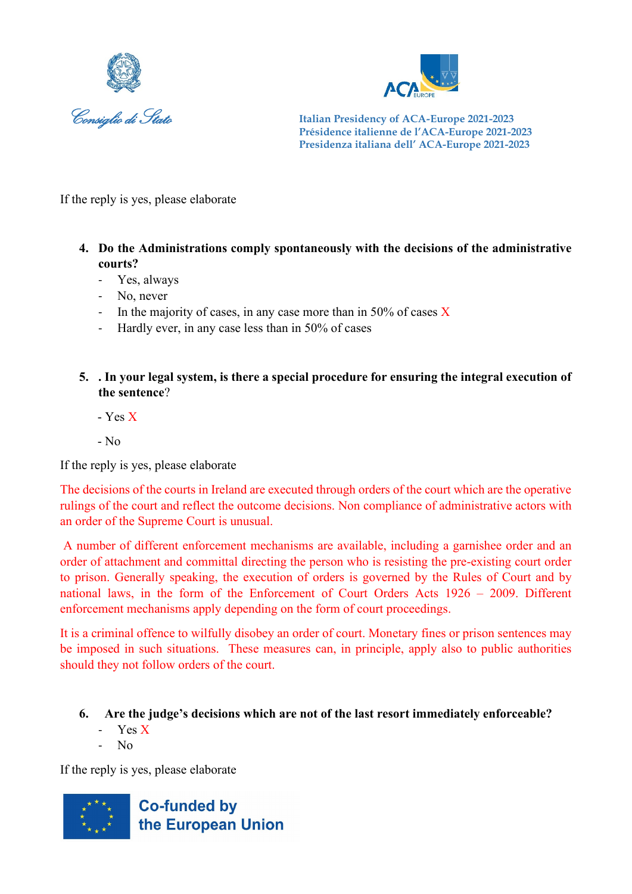If the reply is yes, please elaborate

4. **Do the Administrations comply spontaneously with the decisions of the administrative courts?**
   - Yes, always
   - No, never
   - In the majority of cases, in any case more than in 50% of cases X
   - Hardly ever, in any case less than in 50% of cases

5. **. In your legal system, is there a special procedure for ensuring the integral execution of the sentence**?

   - Yes X

   - No

If the reply is yes, please elaborate

The decisions of the courts in Ireland are executed through orders of the court which are the operative rulings of the court and reflect the outcome decisions. Non compliance of administrative actors with an order of the Supreme Court is unusual.

A number of different enforcement mechanisms are available, including a garnishee order and an order of attachment and committal directing the person who is resisting the pre-existing court order to prison. Generally speaking, the execution of orders is governed by the Rules of Court and by national laws, in the form of the Enforcement of Court Orders Acts 1926 – 2009. Different enforcement mechanisms apply depending on the form of court proceedings.

It is a criminal offence to wilfully disobey an order of court. Monetary fines or prison sentences may be imposed in such situations. These measures can, in principle, apply also to public authorities should they not follow orders of the court.

6. **Are the judge's decisions which are not of the last resort immediately enforceable?**
   - Yes X
   - No

If the reply is yes, please elaborate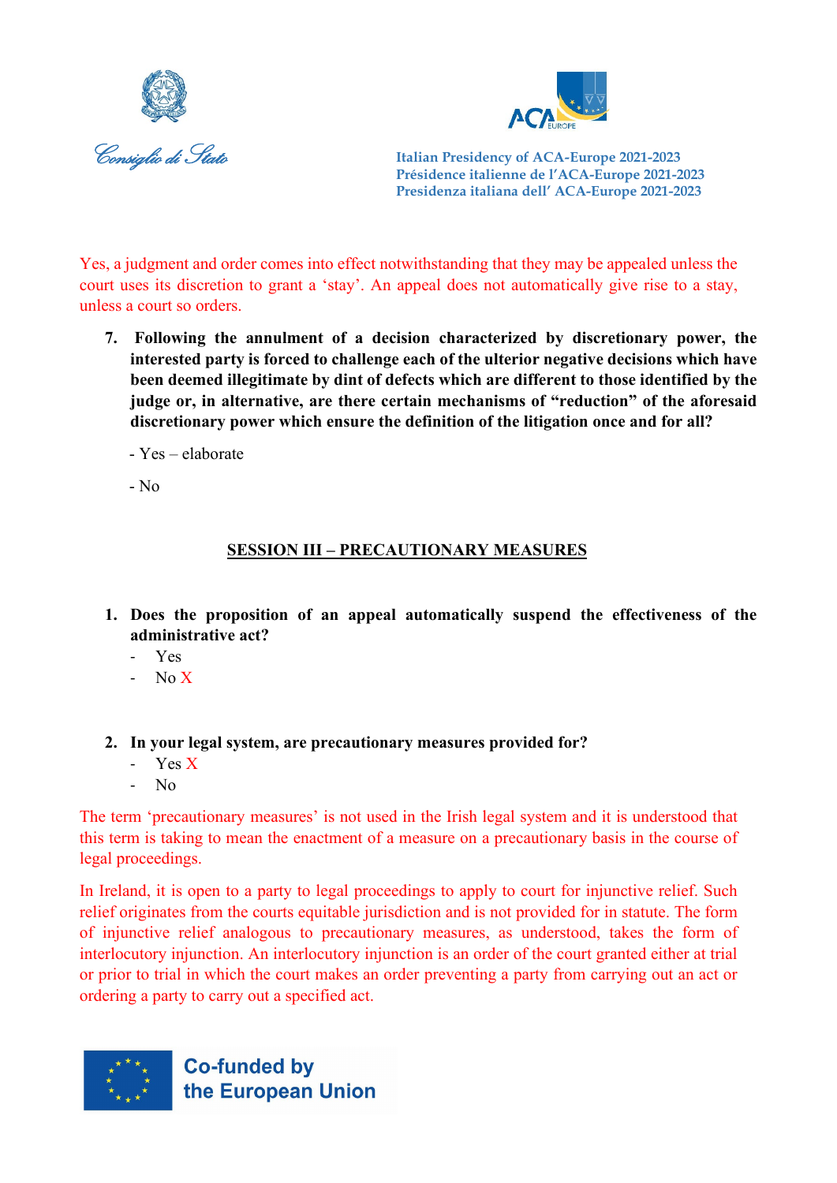Yes, a judgment and order comes into effect notwithstanding that they may be appealed unless the court uses its discretion to grant a 'stay'. An appeal does not automatically give rise to a stay, unless a court so orders.

7. **Following the annulment of a decision characterized by discretionary power, the interested party is forced to challenge each of the ulterior negative decisions which have been deemed illegitimate by dint of defects which are different to those identified by the judge or, in alternative, are there certain mechanisms of "reduction" of the aforesaid discretionary power which ensure the definition of the litigation once and for all?**

   - Yes – elaborate

   - No

## SESSION III – PRECAUTIONARY MEASURES

1. **Does the proposition of an appeal automatically suspend the effectiveness of the administrative act?**
   - Yes
   - No X

2. **In your legal system, are precautionary measures provided for?**
   - Yes X
   - No

The term 'precautionary measures' is not used in the Irish legal system and it is understood that this term is taking to mean the enactment of a measure on a precautionary basis in the course of legal proceedings.

In Ireland, it is open to a party to legal proceedings to apply to court for injunctive relief. Such relief originates from the courts equitable jurisdiction and is not provided for in statute. The form of injunctive relief analogous to precautionary measures, as understood, takes the form of interlocutory injunction. An interlocutory injunction is an order of the court granted either at trial or prior to trial in which the court makes an order preventing a party from carrying out an act or ordering a party to carry out a specified act.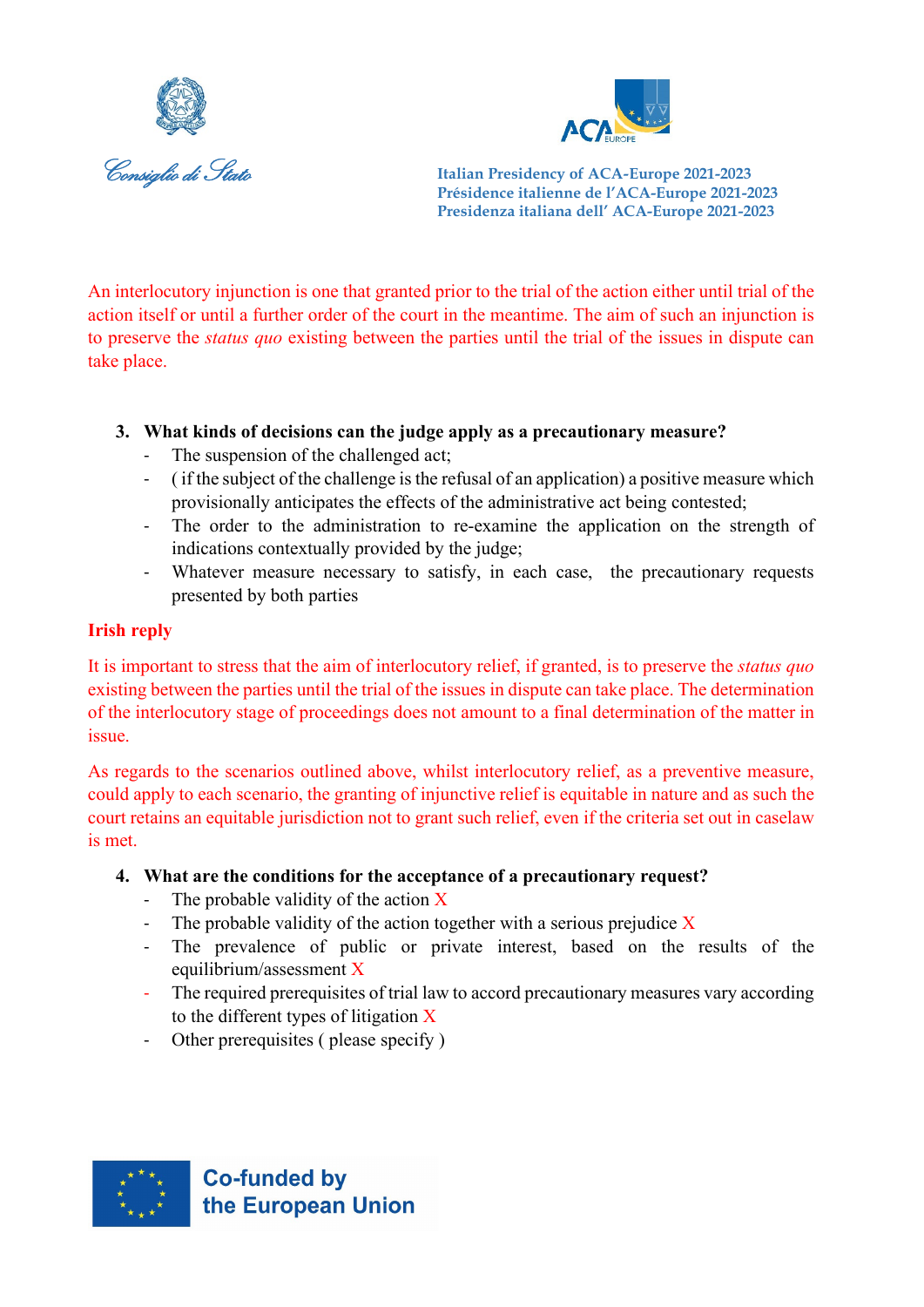An interlocutory injunction is one that granted prior to the trial of the action either until trial of the action itself or until a further order of the court in the meantime. The aim of such an injunction is to preserve the *status quo* existing between the parties until the trial of the issues in dispute can take place.

3. **What kinds of decisions can the judge apply as a precautionary measure?**
   - The suspension of the challenged act;
   - ( if the subject of the challenge is the refusal of an application) a positive measure which provisionally anticipates the effects of the administrative act being contested;
   - The order to the administration to re-examine the application on the strength of indications contextually provided by the judge;
   - Whatever measure necessary to satisfy, in each case, the precautionary requests presented by both parties

**Irish reply**

It is important to stress that the aim of interlocutory relief, if granted, is to preserve the *status quo* existing between the parties until the trial of the issues in dispute can take place. The determination of the interlocutory stage of proceedings does not amount to a final determination of the matter in issue.

As regards to the scenarios outlined above, whilst interlocutory relief, as a preventive measure, could apply to each scenario, the granting of injunctive relief is equitable in nature and as such the court retains an equitable jurisdiction not to grant such relief, even if the criteria set out in caselaw is met.

4. **What are the conditions for the acceptance of a precautionary request?**
   - The probable validity of the action X
   - The probable validity of the action together with a serious prejudice X
   - The prevalence of public or private interest, based on the results of the equilibrium/assessment X
   - The required prerequisites of trial law to accord precautionary measures vary according to the different types of litigation X
   - Other prerequisites ( please specify )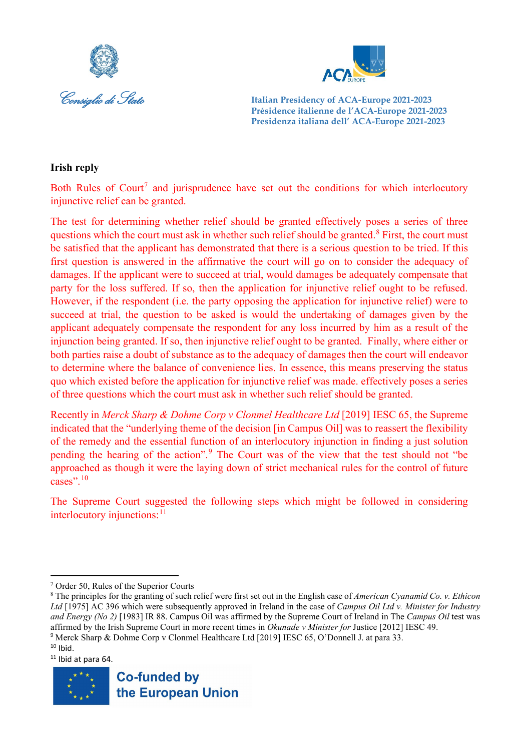**Irish reply**

Both Rules of Court[7] and jurisprudence have set out the conditions for which interlocutory injunctive relief can be granted.

The test for determining whether relief should be granted effectively poses a series of three questions which the court must ask in whether such relief should be granted.[8] First, the court must be satisfied that the applicant has demonstrated that there is a serious question to be tried. If this first question is answered in the affirmative the court will go on to consider the adequacy of damages. If the applicant were to succeed at trial, would damages be adequately compensate that party for the loss suffered. If so, then the application for injunctive relief ought to be refused. However, if the respondent (i.e. the party opposing the application for injunctive relief) were to succeed at trial, the question to be asked is would the undertaking of damages given by the applicant adequately compensate the respondent for any loss incurred by him as a result of the injunction being granted. If so, then injunctive relief ought to be granted. Finally, where either or both parties raise a doubt of substance as to the adequacy of damages then the court will endeavor to determine where the balance of convenience lies. In essence, this means preserving the status quo which existed before the application for injunctive relief was made. effectively poses a series of three questions which the court must ask in whether such relief should be granted.

Recently in *Merck Sharp & Dohme Corp v Clonmel Healthcare Ltd* [2019] IESC 65, the Supreme indicated that the "underlying theme of the decision [in Campus Oil] was to reassert the flexibility of the remedy and the essential function of an interlocutory injunction in finding a just solution pending the hearing of the action".[9] The Court was of the view that the test should not "be approached as though it were the laying down of strict mechanical rules for the control of future cases".[10]

The Supreme Court suggested the following steps which might be followed in considering interlocutory injunctions:[11]

---

[7] Order 50, Rules of the Superior Courts

[8] The principles for the granting of such relief were first set out in the English case of *American Cyanamid Co. v. Ethicon Ltd* [1975] AC 396 which were subsequently approved in Ireland in the case of *Campus Oil Ltd v. Minister for Industry and Energy (No 2)* [1983] IR 88. Campus Oil was affirmed by the Supreme Court of Ireland in The *Campus Oil* test was affirmed by the Irish Supreme Court in more recent times in *Okunade v Minister for* Justice [2012] IESC 49.

[9] Merck Sharp & Dohme Corp v Clonmel Healthcare Ltd [2019] IESC 65, O'Donnell J. at para 33.

[10] Ibid.

[11] Ibid at para 64.

Co-funded by the European Union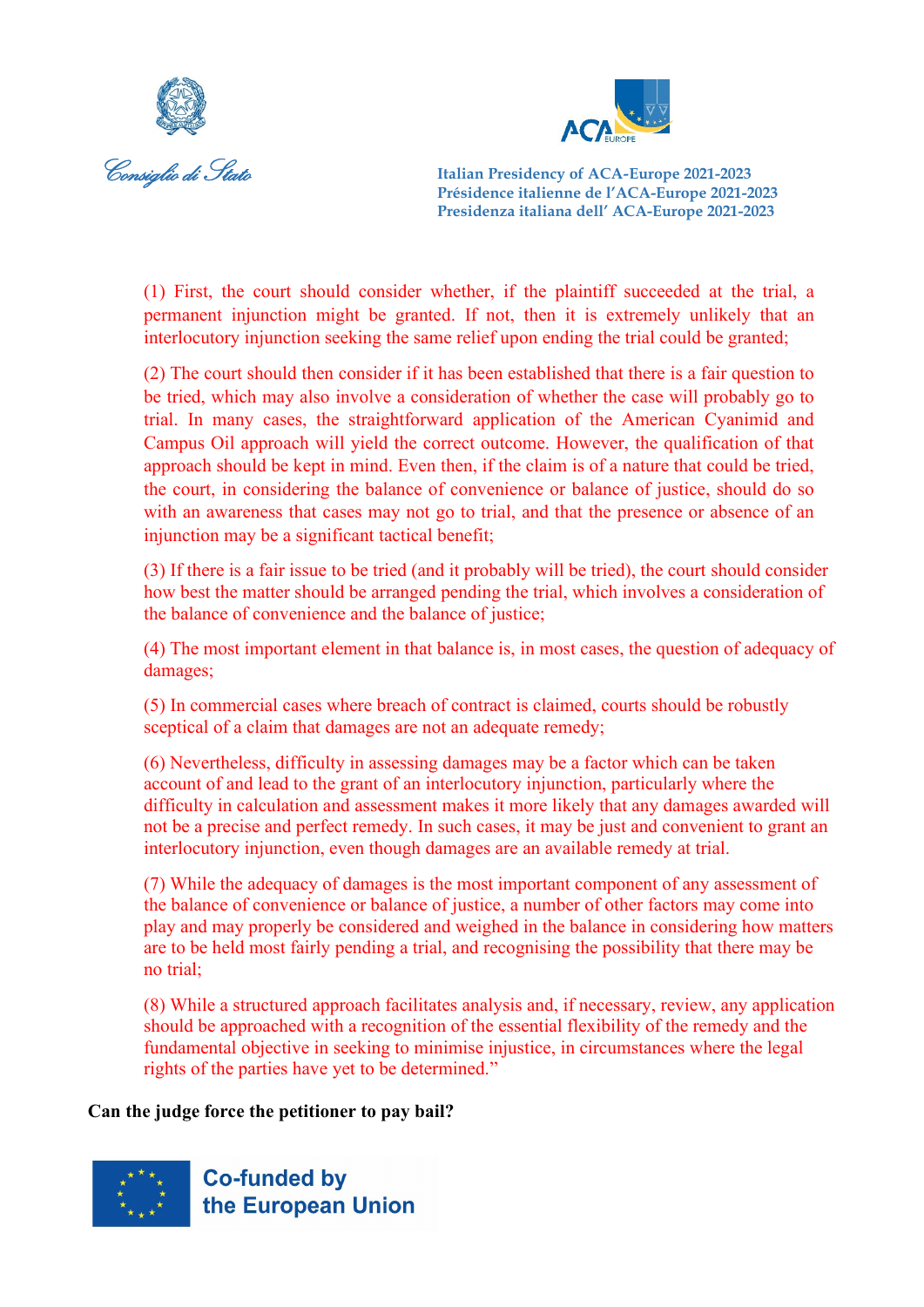(1) First, the court should consider whether, if the plaintiff succeeded at the trial, a permanent injunction might be granted. If not, then it is extremely unlikely that an interlocutory injunction seeking the same relief upon ending the trial could be granted;

(2) The court should then consider if it has been established that there is a fair question to be tried, which may also involve a consideration of whether the case will probably go to trial. In many cases, the straightforward application of the American Cyanimid and Campus Oil approach will yield the correct outcome. However, the qualification of that approach should be kept in mind. Even then, if the claim is of a nature that could be tried, the court, in considering the balance of convenience or balance of justice, should do so with an awareness that cases may not go to trial, and that the presence or absence of an injunction may be a significant tactical benefit;

(3) If there is a fair issue to be tried (and it probably will be tried), the court should consider how best the matter should be arranged pending the trial, which involves a consideration of the balance of convenience and the balance of justice;

(4) The most important element in that balance is, in most cases, the question of adequacy of damages;

(5) In commercial cases where breach of contract is claimed, courts should be robustly sceptical of a claim that damages are not an adequate remedy;

(6) Nevertheless, difficulty in assessing damages may be a factor which can be taken account of and lead to the grant of an interlocutory injunction, particularly where the difficulty in calculation and assessment makes it more likely that any damages awarded will not be a precise and perfect remedy. In such cases, it may be just and convenient to grant an interlocutory injunction, even though damages are an available remedy at trial.

(7) While the adequacy of damages is the most important component of any assessment of the balance of convenience or balance of justice, a number of other factors may come into play and may properly be considered and weighed in the balance in considering how matters are to be held most fairly pending a trial, and recognising the possibility that there may be no trial;

(8) While a structured approach facilitates analysis and, if necessary, review, any application should be approached with a recognition of the essential flexibility of the remedy and the fundamental objective in seeking to minimise injustice, in circumstances where the legal rights of the parties have yet to be determined."

**Can the judge force the petitioner to pay bail?**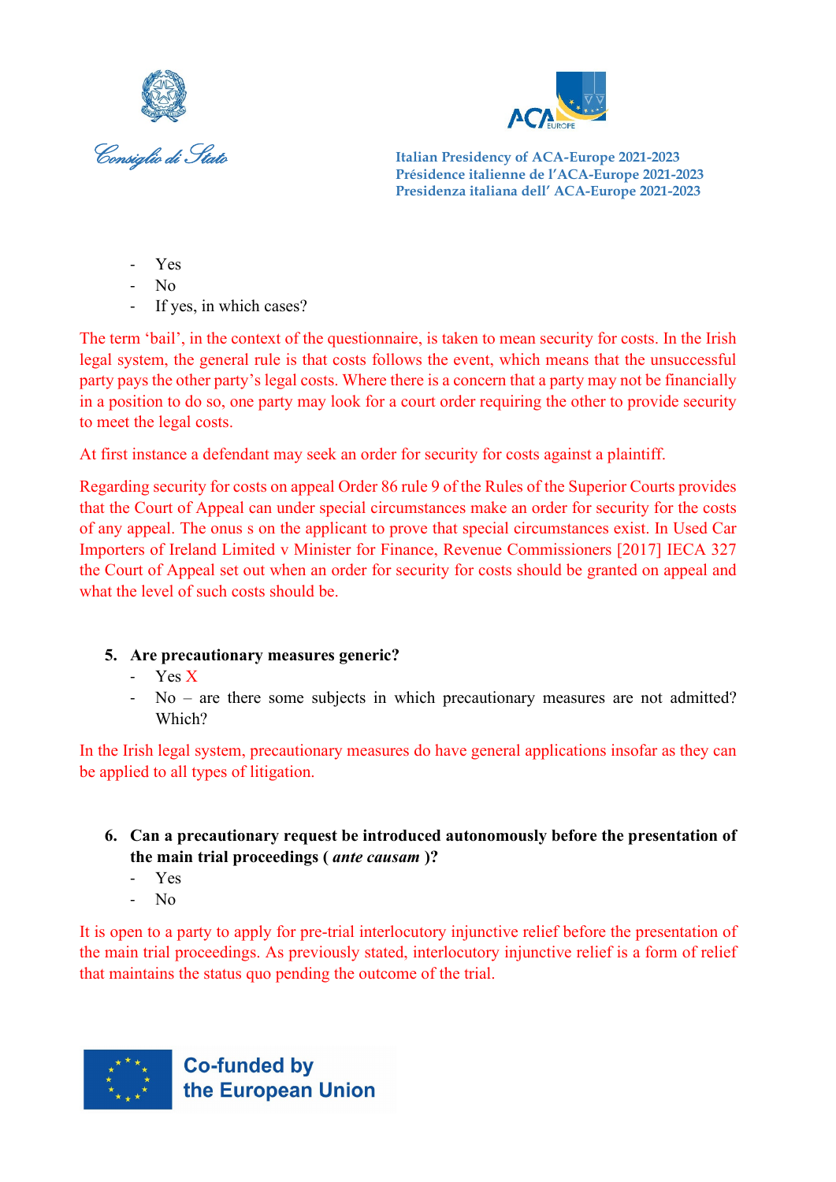- Yes
- No
- If yes, in which cases?

The term 'bail', in the context of the questionnaire, is taken to mean security for costs. In the Irish legal system, the general rule is that costs follows the event, which means that the unsuccessful party pays the other party's legal costs. Where there is a concern that a party may not be financially in a position to do so, one party may look for a court order requiring the other to provide security to meet the legal costs.

At first instance a defendant may seek an order for security for costs against a plaintiff.

Regarding security for costs on appeal Order 86 rule 9 of the Rules of the Superior Courts provides that the Court of Appeal can under special circumstances make an order for security for the costs of any appeal. The onus s on the applicant to prove that special circumstances exist. In Used Car Importers of Ireland Limited v Minister for Finance, Revenue Commissioners [2017] IECA 327 the Court of Appeal set out when an order for security for costs should be granted on appeal and what the level of such costs should be.

**5. Are precautionary measures generic?**

- Yes X
- No – are there some subjects in which precautionary measures are not admitted? Which?

In the Irish legal system, precautionary measures do have general applications insofar as they can be applied to all types of litigation.

**6. Can a precautionary request be introduced autonomously before the presentation of the main trial proceedings ( *ante causam* )?**

- Yes
- No

It is open to a party to apply for pre-trial interlocutory injunctive relief before the presentation of the main trial proceedings. As previously stated, interlocutory injunctive relief is a form of relief that maintains the status quo pending the outcome of the trial.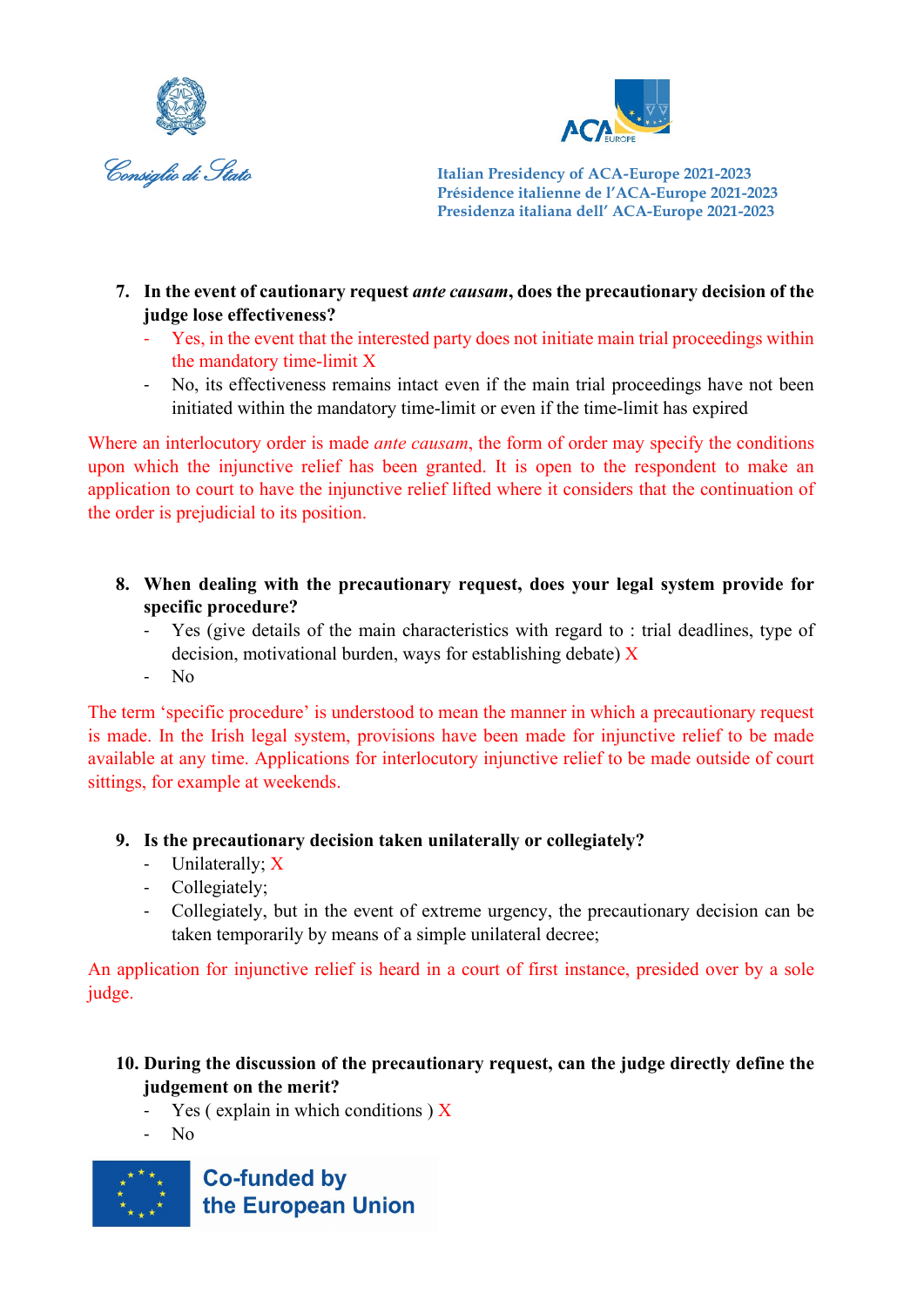7. **In the event of cautionary request *ante causam*, does the precautionary decision of the judge lose effectiveness?**
   - Yes, in the event that the interested party does not initiate main trial proceedings within the mandatory time-limit X
   - No, its effectiveness remains intact even if the main trial proceedings have not been initiated within the mandatory time-limit or even if the time-limit has expired

Where an interlocutory order is made *ante causam*, the form of order may specify the conditions upon which the injunctive relief has been granted. It is open to the respondent to make an application to court to have the injunctive relief lifted where it considers that the continuation of the order is prejudicial to its position.

8. **When dealing with the precautionary request, does your legal system provide for specific procedure?**
   - Yes (give details of the main characteristics with regard to : trial deadlines, type of decision, motivational burden, ways for establishing debate) X
   - No

The term 'specific procedure' is understood to mean the manner in which a precautionary request is made. In the Irish legal system, provisions have been made for injunctive relief to be made available at any time. Applications for interlocutory injunctive relief to be made outside of court sittings, for example at weekends.

9. **Is the precautionary decision taken unilaterally or collegiately?**
   - Unilaterally; X
   - Collegiately;
   - Collegiately, but in the event of extreme urgency, the precautionary decision can be taken temporarily by means of a simple unilateral decree;

An application for injunctive relief is heard in a court of first instance, presided over by a sole judge.

10. **During the discussion of the precautionary request, can the judge directly define the judgement on the merit?**
    - Yes ( explain in which conditions ) X
    - No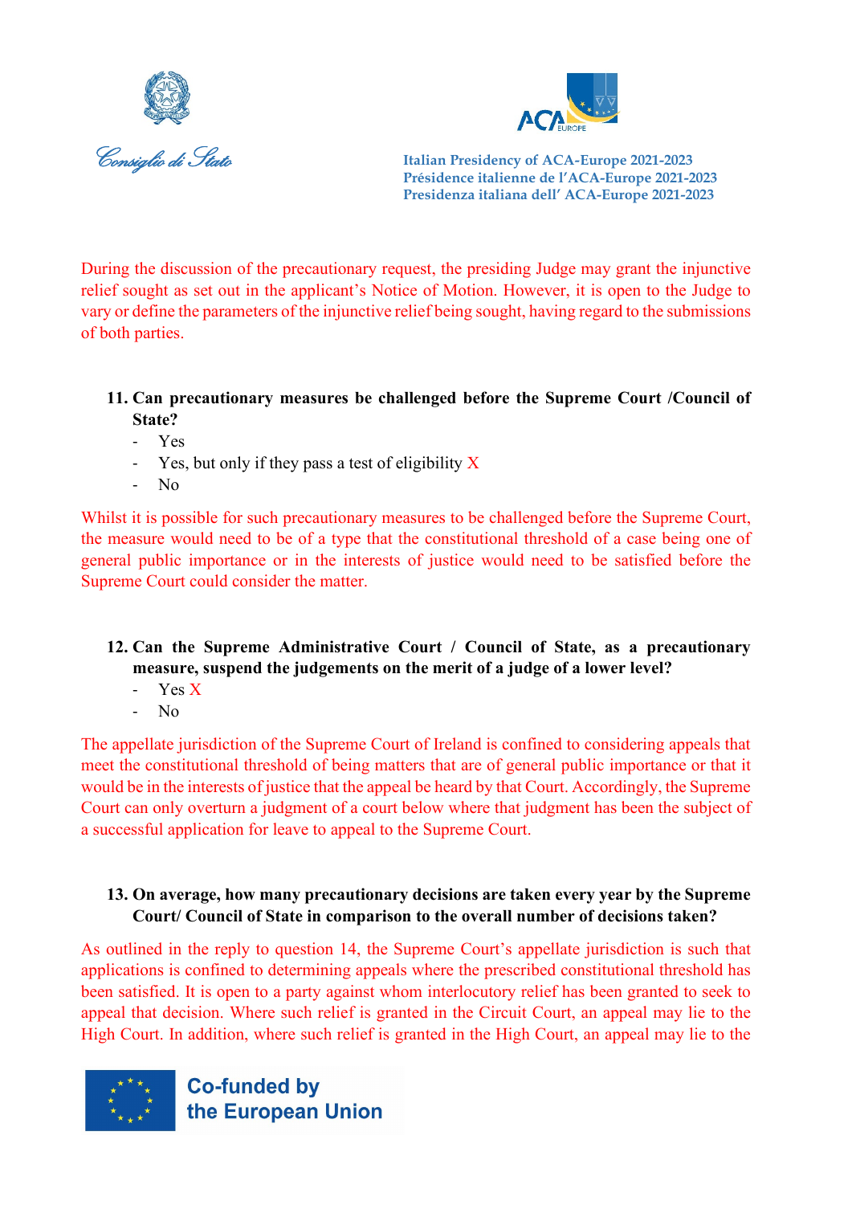During the discussion of the precautionary request, the presiding Judge may grant the injunctive relief sought as set out in the applicant's Notice of Motion. However, it is open to the Judge to vary or define the parameters of the injunctive relief being sought, having regard to the submissions of both parties.

**11. Can precautionary measures be challenged before the Supreme Court /Council of State?**

- Yes
- Yes, but only if they pass a test of eligibility X
- No

Whilst it is possible for such precautionary measures to be challenged before the Supreme Court, the measure would need to be of a type that the constitutional threshold of a case being one of general public importance or in the interests of justice would need to be satisfied before the Supreme Court could consider the matter.

**12. Can the Supreme Administrative Court / Council of State, as a precautionary measure, suspend the judgements on the merit of a judge of a lower level?**

- Yes X
- No

The appellate jurisdiction of the Supreme Court of Ireland is confined to considering appeals that meet the constitutional threshold of being matters that are of general public importance or that it would be in the interests of justice that the appeal be heard by that Court. Accordingly, the Supreme Court can only overturn a judgment of a court below where that judgment has been the subject of a successful application for leave to appeal to the Supreme Court.

**13. On average, how many precautionary decisions are taken every year by the Supreme Court/ Council of State in comparison to the overall number of decisions taken?**

As outlined in the reply to question 14, the Supreme Court's appellate jurisdiction is such that applications is confined to determining appeals where the prescribed constitutional threshold has been satisfied. It is open to a party against whom interlocutory relief has been granted to seek to appeal that decision. Where such relief is granted in the Circuit Court, an appeal may lie to the High Court. In addition, where such relief is granted in the High Court, an appeal may lie to the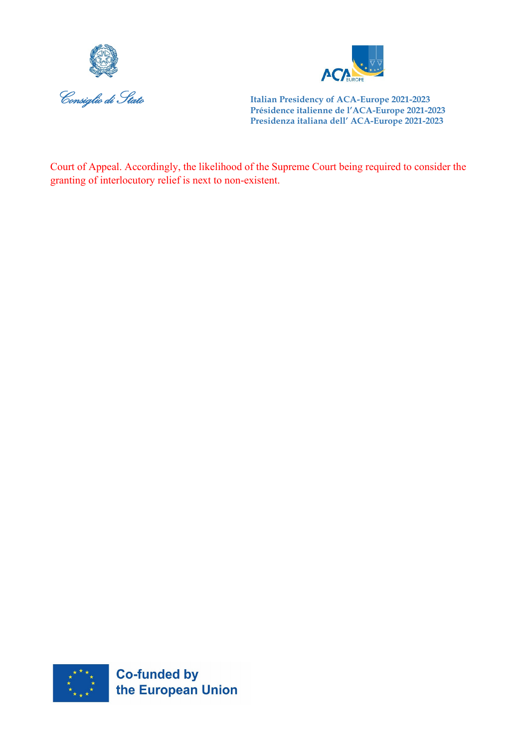Court of Appeal. Accordingly, the likelihood of the Supreme Court being required to consider the granting of interlocutory relief is next to non-existent.